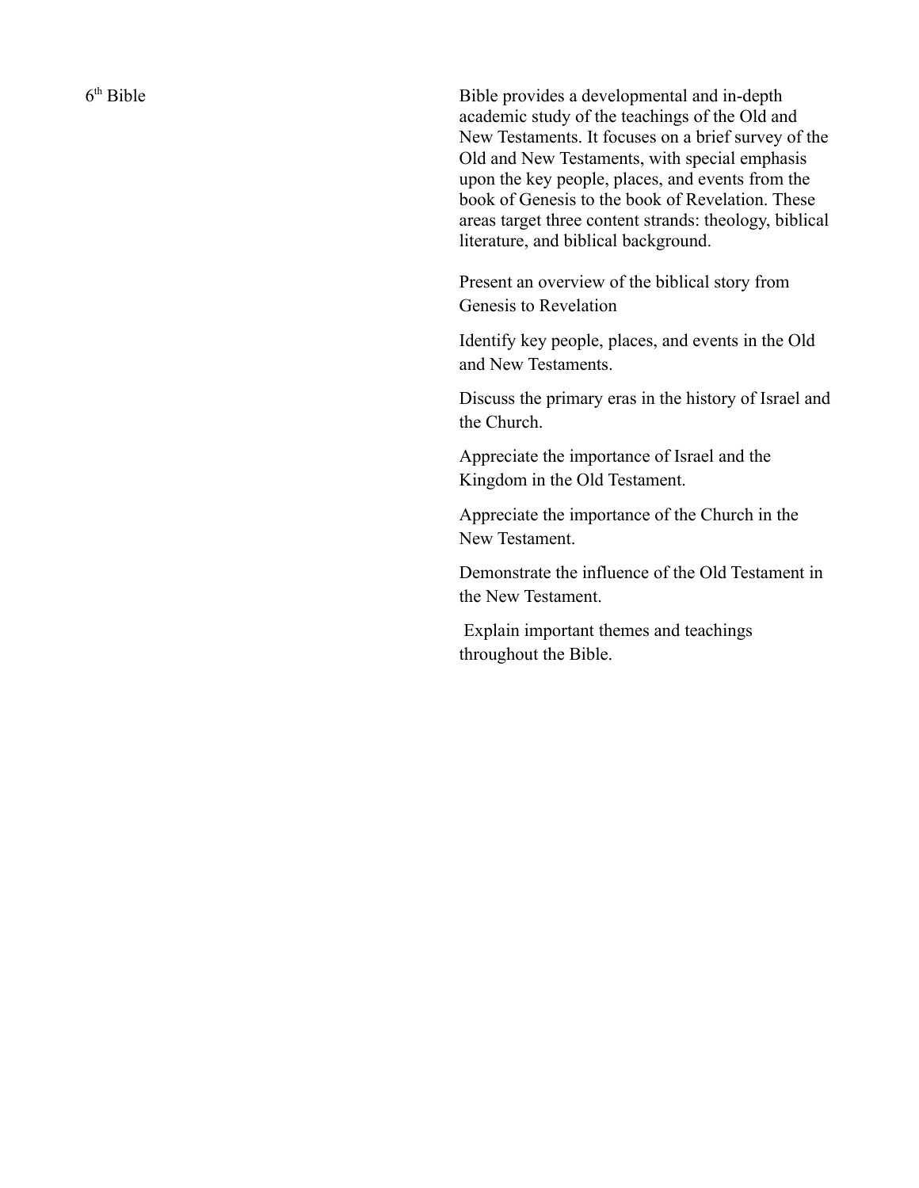6th Bible

Bible provides a developmental and in-depth academic study of the teachings of the Old and New Testaments. It focuses on a brief survey of the Old and New Testaments, with special emphasis upon the key people, places, and events from the book of Genesis to the book of Revelation. These areas target three content strands: theology, biblical literature, and biblical background.

Present an overview of the biblical story from Genesis to Revelation

Identify key people, places, and events in the Old and New Testaments.

Discuss the primary eras in the history of Israel and the Church.

Appreciate the importance of Israel and the Kingdom in the Old Testament.

Appreciate the importance of the Church in the New Testament.

Demonstrate the influence of the Old Testament in the New Testament.

Explain important themes and teachings throughout the Bible.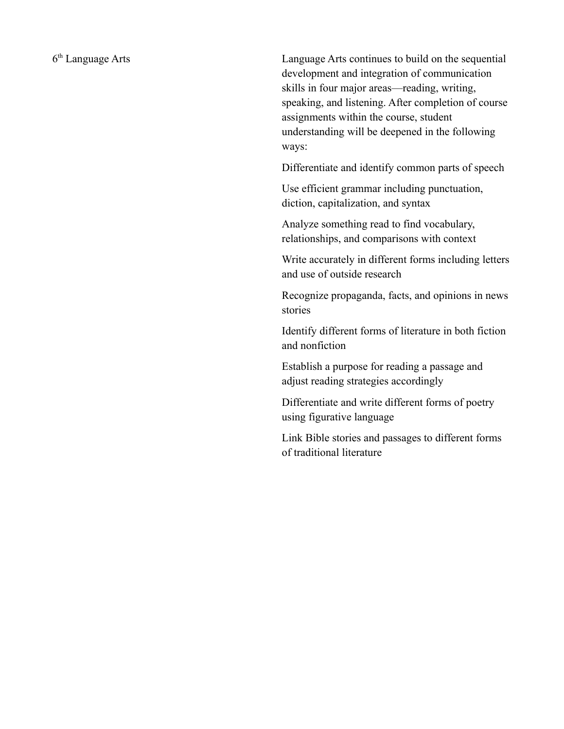6th Language Arts

Language Arts continues to build on the sequential development and integration of communication skills in four major areas—reading, writing, speaking, and listening. After completion of course assignments within the course, student understanding will be deepened in the following ways:

Differentiate and identify common parts of speech

Use efficient grammar including punctuation, diction, capitalization, and syntax

Analyze something read to find vocabulary, relationships, and comparisons with context

Write accurately in different forms including letters and use of outside research

Recognize propaganda, facts, and opinions in news stories

Identify different forms of literature in both fiction and nonfiction

Establish a purpose for reading a passage and adjust reading strategies accordingly

Differentiate and write different forms of poetry using figurative language

Link Bible stories and passages to different forms of traditional literature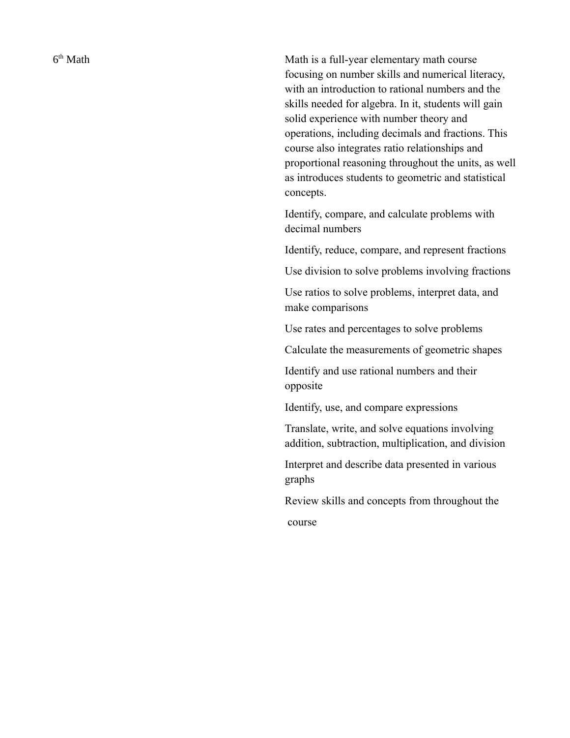| | |
|---|---|
| 6th Math | Math is a full-year elementary math course focusing on number skills and numerical literacy, with an introduction to rational numbers and the skills needed for algebra. In it, students will gain solid experience with number theory and operations, including decimals and fractions. This course also integrates ratio relationships and proportional reasoning throughout the units, as well as introduces students to geometric and statistical concepts.<br><br>Identify, compare, and calculate problems with decimal numbers<br><br>Identify, reduce, compare, and represent fractions<br><br>Use division to solve problems involving fractions<br><br>Use ratios to solve problems, interpret data, and make comparisons<br><br>Use rates and percentages to solve problems<br><br>Calculate the measurements of geometric shapes<br><br>Identify and use rational numbers and their opposite<br><br>Identify, use, and compare expressions<br><br>Translate, write, and solve equations involving addition, subtraction, multiplication, and division<br><br>Interpret and describe data presented in various graphs<br><br>Review skills and concepts from throughout the course |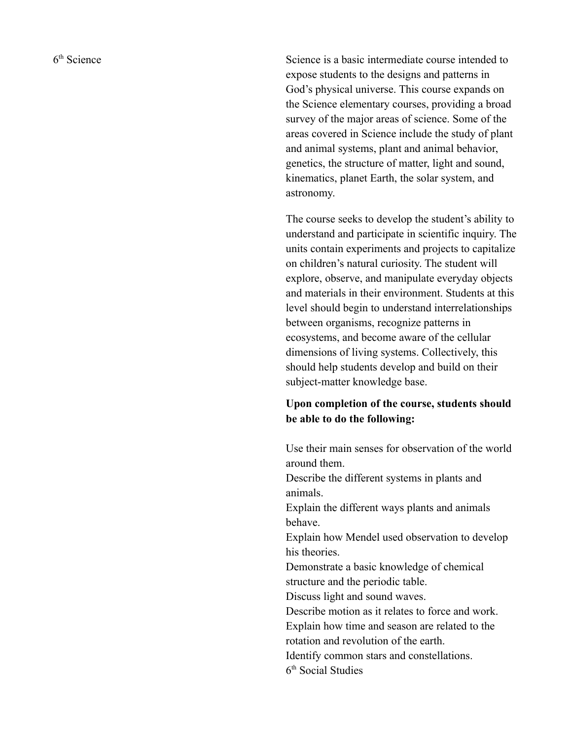6th Science

Science is a basic intermediate course intended to expose students to the designs and patterns in God's physical universe. This course expands on the Science elementary courses, providing a broad survey of the major areas of science. Some of the areas covered in Science include the study of plant and animal systems, plant and animal behavior, genetics, the structure of matter, light and sound, kinematics, planet Earth, the solar system, and astronomy.

The course seeks to develop the student's ability to understand and participate in scientific inquiry. The units contain experiments and projects to capitalize on children's natural curiosity. The student will explore, observe, and manipulate everyday objects and materials in their environment. Students at this level should begin to understand interrelationships between organisms, recognize patterns in ecosystems, and become aware of the cellular dimensions of living systems. Collectively, this should help students develop and build on their subject-matter knowledge base.

**Upon completion of the course, students should be able to do the following:**

Use their main senses for observation of the world around them.
Describe the different systems in plants and animals.
Explain the different ways plants and animals behave.
Explain how Mendel used observation to develop his theories.
Demonstrate a basic knowledge of chemical structure and the periodic table.
Discuss light and sound waves.
Describe motion as it relates to force and work.
Explain how time and season are related to the rotation and revolution of the earth.
Identify common stars and constellations.

6th Social Studies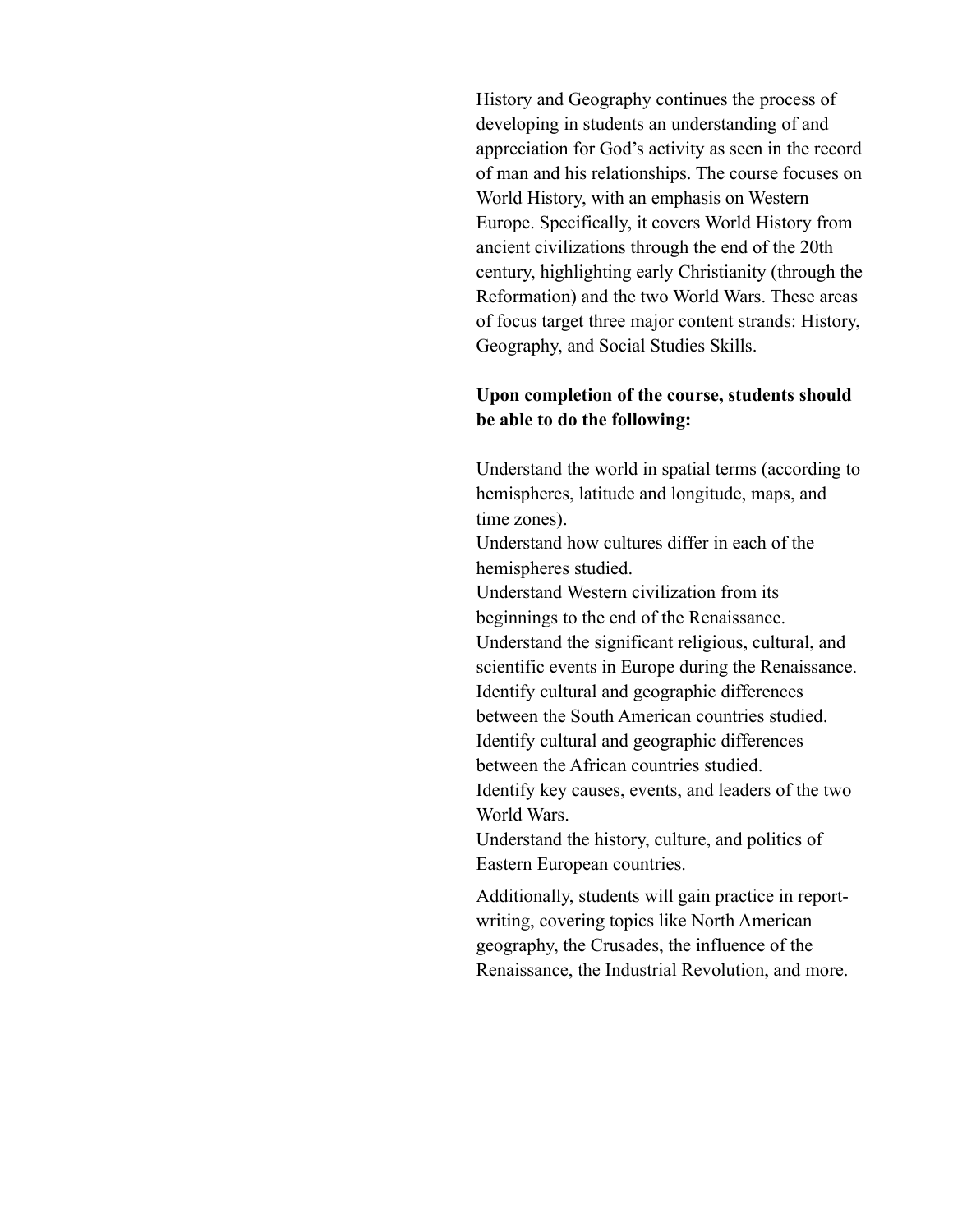History and Geography continues the process of developing in students an understanding of and appreciation for God's activity as seen in the record of man and his relationships. The course focuses on World History, with an emphasis on Western Europe. Specifically, it covers World History from ancient civilizations through the end of the 20th century, highlighting early Christianity (through the Reformation) and the two World Wars. These areas of focus target three major content strands: History, Geography, and Social Studies Skills.

**Upon completion of the course, students should be able to do the following:**

Understand the world in spatial terms (according to hemispheres, latitude and longitude, maps, and time zones).
Understand how cultures differ in each of the hemispheres studied.
Understand Western civilization from its beginnings to the end of the Renaissance.
Understand the significant religious, cultural, and scientific events in Europe during the Renaissance.
Identify cultural and geographic differences between the South American countries studied.
Identify cultural and geographic differences between the African countries studied.
Identify key causes, events, and leaders of the two World Wars.
Understand the history, culture, and politics of Eastern European countries.

Additionally, students will gain practice in report-writing, covering topics like North American geography, the Crusades, the influence of the Renaissance, the Industrial Revolution, and more.